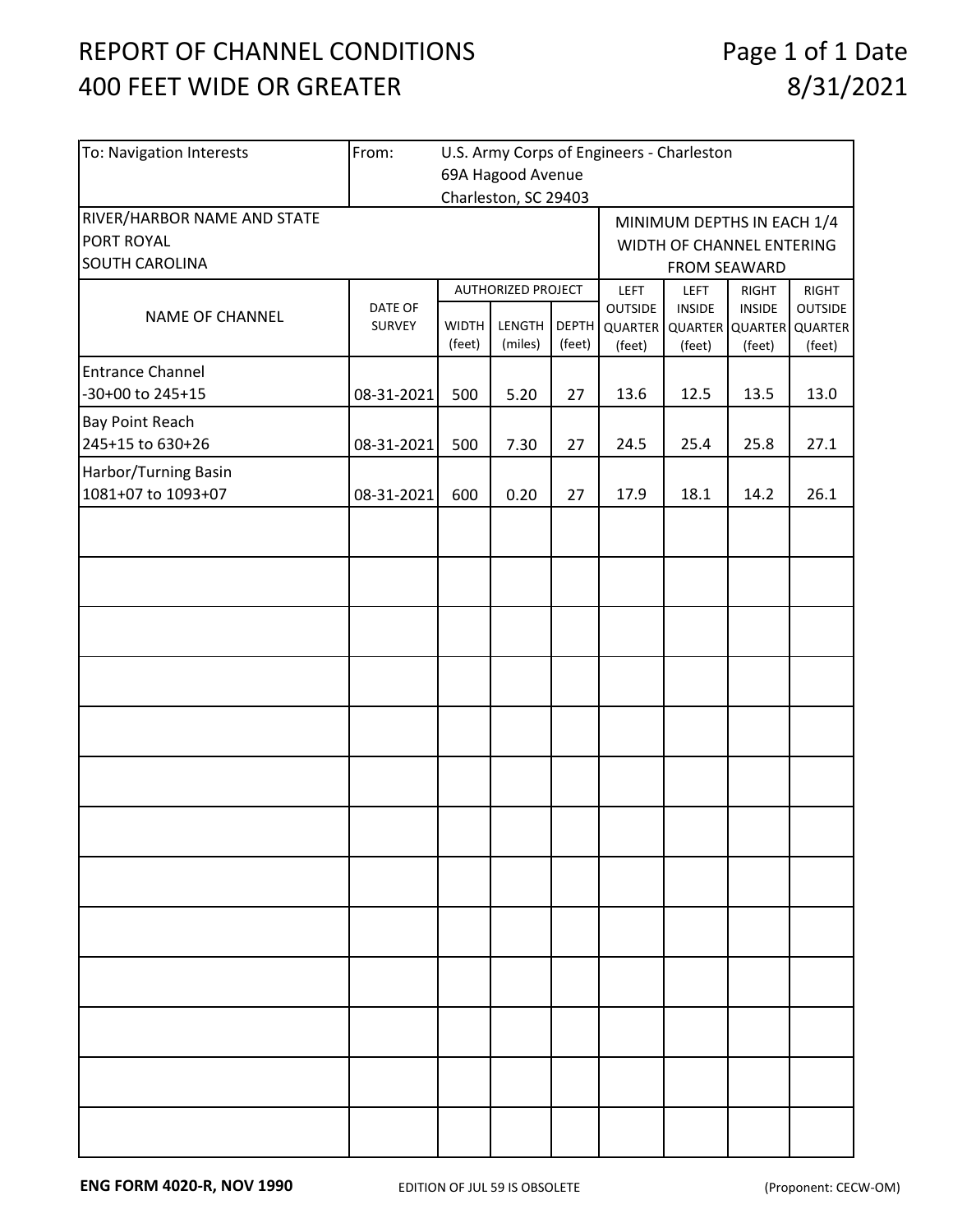# REPORT OF CHANNEL CONDITIONS
# 400 FEET WIDE OR GREATER

Date 8/31/2021

| To: Navigation Interests | From: U.S. Army Corps of Engineers - Charleston<br>69A Hagood Avenue<br>Charleston, SC 29403 |
|---|---|

RIVER/HARBOR NAME AND STATE
PORT ROYAL
SOUTH CAROLINA

| NAME OF CHANNEL | DATE OF SURVEY | AUTHORIZED PROJECT | | | MINIMUM DEPTHS IN EACH 1/4 WIDTH OF CHANNEL ENTERING FROM SEAWARD | | | |
|---|---|---|---|---|---|---|---|---|
| | | WIDTH (feet) | LENGTH (miles) | DEPTH (feet) | LEFT OUTSIDE QUARTER (feet) | LEFT INSIDE QUARTER (feet) | RIGHT INSIDE QUARTER (feet) | RIGHT OUTSIDE QUARTER (feet) |
| Entrance Channel -30+00 to 245+15 | 08-31-2021 | 500 | 5.20 | 27 | 13.6 | 12.5 | 13.5 | 13.0 |
| Bay Point Reach 245+15 to 630+26 | 08-31-2021 | 500 | 7.30 | 27 | 24.5 | 25.4 | 25.8 | 27.1 |
| Harbor/Turning Basin 1081+07 to 1093+07 | 08-31-2021 | 600 | 0.20 | 27 | 17.9 | 18.1 | 14.2 | 26.1 |

**ENG FORM 4020-R, NOV 1990** EDITION OF JUL 59 IS OBSOLETE (Proponent: CECW-OM)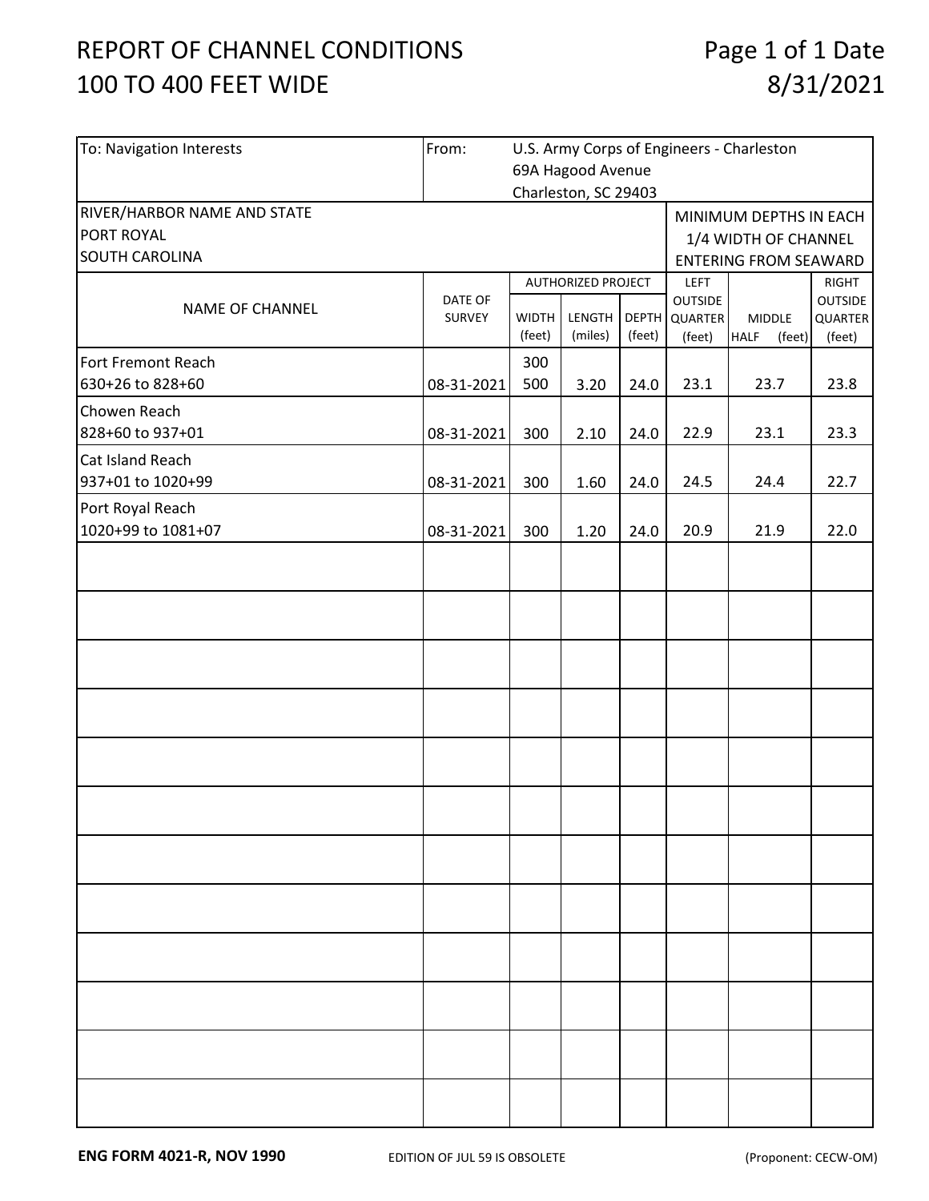# REPORT OF CHANNEL CONDITIONS
# 100 TO 400 FEET WIDE

Date
8/31/2021

| To: Navigation Interests | From: U.S. Army Corps of Engineers - Charleston<br>69A Hagood Avenue<br>Charleston, SC 29403 |
|---|---|

RIVER/HARBOR NAME AND STATE
PORT ROYAL
SOUTH CAROLINA

MINIMUM DEPTHS IN EACH 1/4 WIDTH OF CHANNEL ENTERING FROM SEAWARD

| NAME OF CHANNEL | DATE OF SURVEY | AUTHORIZED PROJECT | | | LEFT OUTSIDE QUARTER (feet) | MIDDLE HALF (feet) | RIGHT OUTSIDE QUARTER (feet) |
|---|---|---|---|---|---|---|---|
| | | WIDTH (feet) | LENGTH (miles) | DEPTH (feet) | | | |
| Fort Fremont Reach<br>630+26 to 828+60 | 08-31-2021 | 300<br>500 | 3.20 | 24.0 | 23.1 | 23.7 | 23.8 |
| Chowen Reach<br>828+60 to 937+01 | 08-31-2021 | 300 | 2.10 | 24.0 | 22.9 | 23.1 | 23.3 |
| Cat Island Reach<br>937+01 to 1020+99 | 08-31-2021 | 300 | 1.60 | 24.0 | 24.5 | 24.4 | 22.7 |
| Port Royal Reach<br>1020+99 to 1081+07 | 08-31-2021 | 300 | 1.20 | 24.0 | 20.9 | 21.9 | 22.0 |

**ENG FORM 4021-R, NOV 1990** EDITION OF JUL 59 IS OBSOLETE (Proponent: CECW-OM)